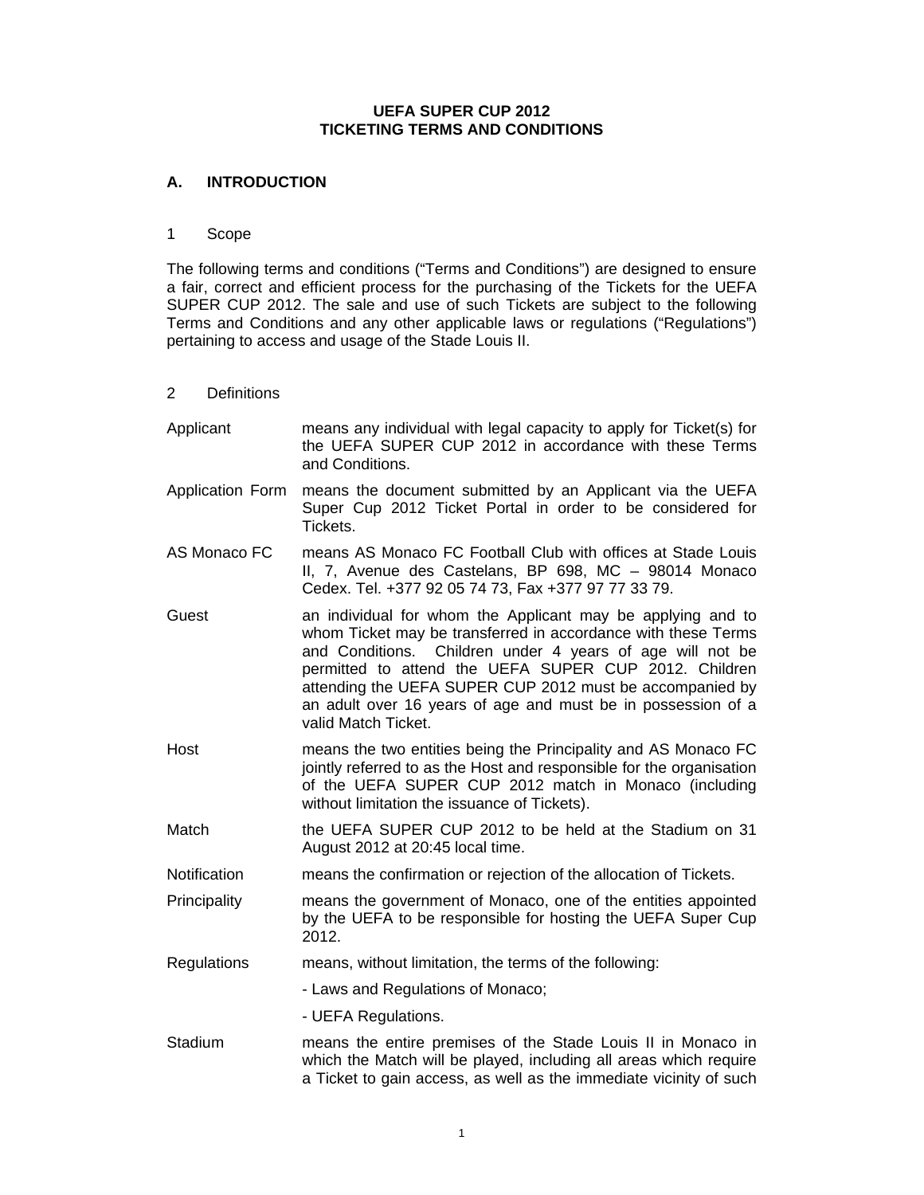# UEFA SUPER CUP 2012
# TICKETING TERMS AND CONDITIONS

## A. INTRODUCTION

### 1 Scope

The following terms and conditions ("Terms and Conditions") are designed to ensure a fair, correct and efficient process for the purchasing of the Tickets for the UEFA SUPER CUP 2012. The sale and use of such Tickets are subject to the following Terms and Conditions and any other applicable laws or regulations ("Regulations") pertaining to access and usage of the Stade Louis II.

### 2 Definitions

| | |
|---|---|
| Applicant | means any individual with legal capacity to apply for Ticket(s) for the UEFA SUPER CUP 2012 in accordance with these Terms and Conditions. |
| Application Form | means the document submitted by an Applicant via the UEFA Super Cup 2012 Ticket Portal in order to be considered for Tickets. |
| AS Monaco FC | means AS Monaco FC Football Club with offices at Stade Louis II, 7, Avenue des Castelans, BP 698, MC – 98014 Monaco Cedex. Tel. +377 92 05 74 73, Fax +377 97 77 33 79. |
| Guest | an individual for whom the Applicant may be applying and to whom Ticket may be transferred in accordance with these Terms and Conditions. Children under 4 years of age will not be permitted to attend the UEFA SUPER CUP 2012. Children attending the UEFA SUPER CUP 2012 must be accompanied by an adult over 16 years of age and must be in possession of a valid Match Ticket. |
| Host | means the two entities being the Principality and AS Monaco FC jointly referred to as the Host and responsible for the organisation of the UEFA SUPER CUP 2012 match in Monaco (including without limitation the issuance of Tickets). |
| Match | the UEFA SUPER CUP 2012 to be held at the Stadium on 31 August 2012 at 20:45 local time. |
| Notification | means the confirmation or rejection of the allocation of Tickets. |
| Principality | means the government of Monaco, one of the entities appointed by the UEFA to be responsible for hosting the UEFA Super Cup 2012. |
| Regulations | means, without limitation, the terms of the following:<br>- Laws and Regulations of Monaco;<br>- UEFA Regulations. |
| Stadium | means the entire premises of the Stade Louis II in Monaco in which the Match will be played, including all areas which require a Ticket to gain access, as well as the immediate vicinity of such |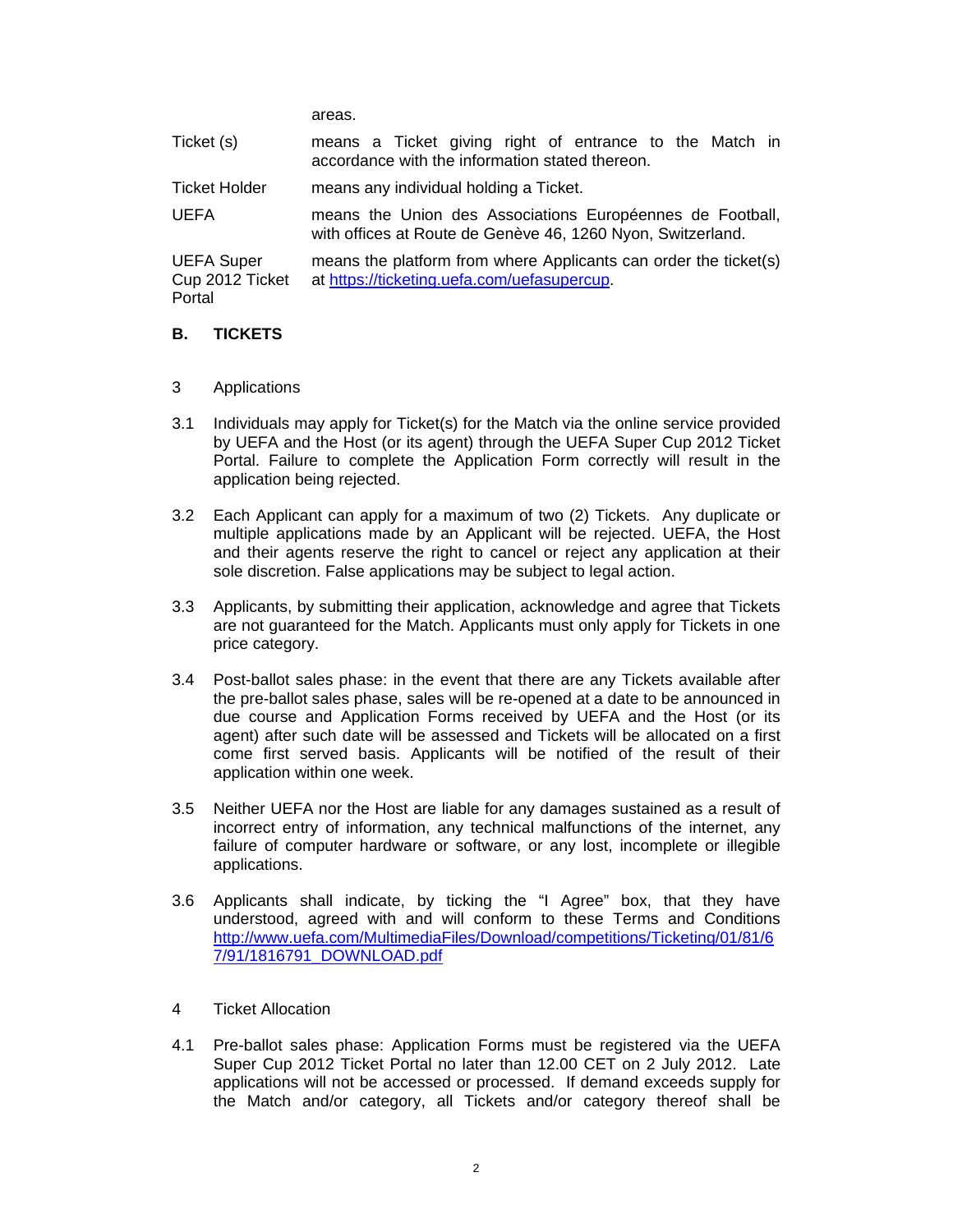| | |
|---|---|
| | areas. |
| Ticket (s) | means a Ticket giving right of entrance to the Match in accordance with the information stated thereon. |
| Ticket Holder | means any individual holding a Ticket. |
| UEFA | means the Union des Associations Européennes de Football, with offices at Route de Genève 46, 1260 Nyon, Switzerland. |
| UEFA Super Cup 2012 Ticket Portal | means the platform from where Applicants can order the ticket(s) at https://ticketing.uefa.com/uefasupercup. |

## B. TICKETS

### 3 Applications

3.1 Individuals may apply for Ticket(s) for the Match via the online service provided by UEFA and the Host (or its agent) through the UEFA Super Cup 2012 Ticket Portal. Failure to complete the Application Form correctly will result in the application being rejected.

3.2 Each Applicant can apply for a maximum of two (2) Tickets. Any duplicate or multiple applications made by an Applicant will be rejected. UEFA, the Host and their agents reserve the right to cancel or reject any application at their sole discretion. False applications may be subject to legal action.

3.3 Applicants, by submitting their application, acknowledge and agree that Tickets are not guaranteed for the Match. Applicants must only apply for Tickets in one price category.

3.4 Post-ballot sales phase: in the event that there are any Tickets available after the pre-ballot sales phase, sales will be re-opened at a date to be announced in due course and Application Forms received by UEFA and the Host (or its agent) after such date will be assessed and Tickets will be allocated on a first come first served basis. Applicants will be notified of the result of their application within one week.

3.5 Neither UEFA nor the Host are liable for any damages sustained as a result of incorrect entry of information, any technical malfunctions of the internet, any failure of computer hardware or software, or any lost, incomplete or illegible applications.

3.6 Applicants shall indicate, by ticking the "I Agree" box, that they have understood, agreed with and will conform to these Terms and Conditions http://www.uefa.com/MultimediaFiles/Download/competitions/Ticketing/01/81/67/91/1816791_DOWNLOAD.pdf

### 4 Ticket Allocation

4.1 Pre-ballot sales phase: Application Forms must be registered via the UEFA Super Cup 2012 Ticket Portal no later than 12.00 CET on 2 July 2012. Late applications will not be accessed or processed. If demand exceeds supply for the Match and/or category, all Tickets and/or category thereof shall be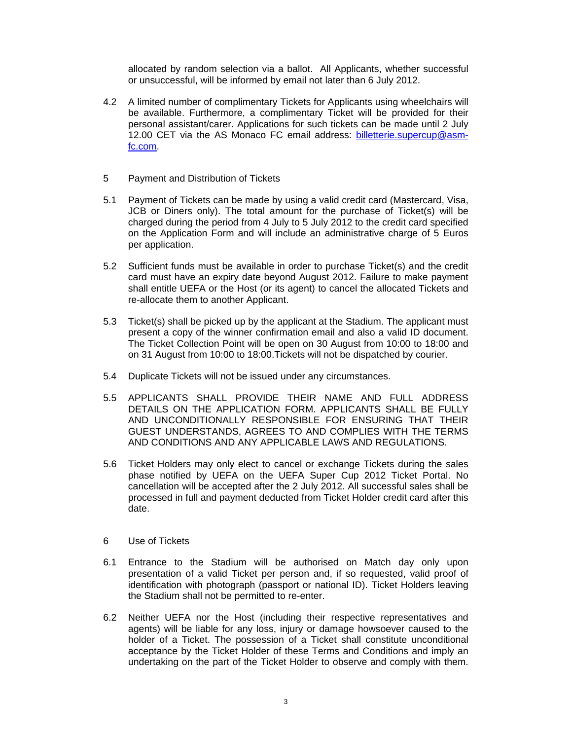allocated by random selection via a ballot. All Applicants, whether successful or unsuccessful, will be informed by email not later than 6 July 2012.

4.2 A limited number of complimentary Tickets for Applicants using wheelchairs will be available. Furthermore, a complimentary Ticket will be provided for their personal assistant/carer. Applications for such tickets can be made until 2 July 12.00 CET via the AS Monaco FC email address: billetterie.supercup@asm-fc.com.

## 5 Payment and Distribution of Tickets

5.1 Payment of Tickets can be made by using a valid credit card (Mastercard, Visa, JCB or Diners only). The total amount for the purchase of Ticket(s) will be charged during the period from 4 July to 5 July 2012 to the credit card specified on the Application Form and will include an administrative charge of 5 Euros per application.

5.2 Sufficient funds must be available in order to purchase Ticket(s) and the credit card must have an expiry date beyond August 2012. Failure to make payment shall entitle UEFA or the Host (or its agent) to cancel the allocated Tickets and re-allocate them to another Applicant.

5.3 Ticket(s) shall be picked up by the applicant at the Stadium. The applicant must present a copy of the winner confirmation email and also a valid ID document. The Ticket Collection Point will be open on 30 August from 10:00 to 18:00 and on 31 August from 10:00 to 18:00.Tickets will not be dispatched by courier.

5.4 Duplicate Tickets will not be issued under any circumstances.

5.5 APPLICANTS SHALL PROVIDE THEIR NAME AND FULL ADDRESS DETAILS ON THE APPLICATION FORM. APPLICANTS SHALL BE FULLY AND UNCONDITIONALLY RESPONSIBLE FOR ENSURING THAT THEIR GUEST UNDERSTANDS, AGREES TO AND COMPLIES WITH THE TERMS AND CONDITIONS AND ANY APPLICABLE LAWS AND REGULATIONS.

5.6 Ticket Holders may only elect to cancel or exchange Tickets during the sales phase notified by UEFA on the UEFA Super Cup 2012 Ticket Portal. No cancellation will be accepted after the 2 July 2012. All successful sales shall be processed in full and payment deducted from Ticket Holder credit card after this date.

## 6 Use of Tickets

6.1 Entrance to the Stadium will be authorised on Match day only upon presentation of a valid Ticket per person and, if so requested, valid proof of identification with photograph (passport or national ID). Ticket Holders leaving the Stadium shall not be permitted to re-enter.

6.2 Neither UEFA nor the Host (including their respective representatives and agents) will be liable for any loss, injury or damage howsoever caused to the holder of a Ticket. The possession of a Ticket shall constitute unconditional acceptance by the Ticket Holder of these Terms and Conditions and imply an undertaking on the part of the Ticket Holder to observe and comply with them.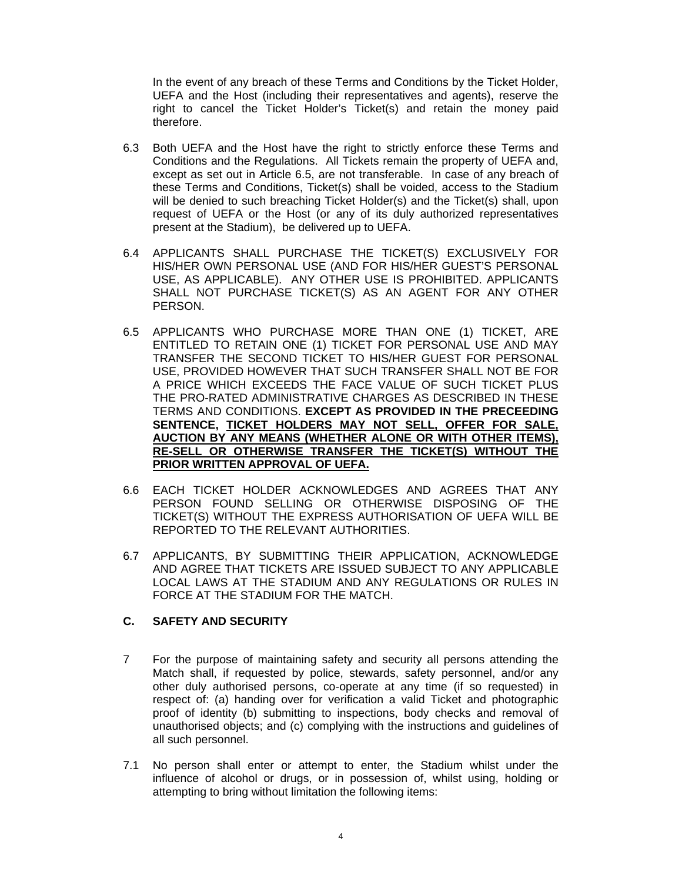In the event of any breach of these Terms and Conditions by the Ticket Holder, UEFA and the Host (including their representatives and agents), reserve the right to cancel the Ticket Holder's Ticket(s) and retain the money paid therefore.

6.3 Both UEFA and the Host have the right to strictly enforce these Terms and Conditions and the Regulations. All Tickets remain the property of UEFA and, except as set out in Article 6.5, are not transferable. In case of any breach of these Terms and Conditions, Ticket(s) shall be voided, access to the Stadium will be denied to such breaching Ticket Holder(s) and the Ticket(s) shall, upon request of UEFA or the Host (or any of its duly authorized representatives present at the Stadium), be delivered up to UEFA.

6.4 APPLICANTS SHALL PURCHASE THE TICKET(S) EXCLUSIVELY FOR HIS/HER OWN PERSONAL USE (AND FOR HIS/HER GUEST'S PERSONAL USE, AS APPLICABLE). ANY OTHER USE IS PROHIBITED. APPLICANTS SHALL NOT PURCHASE TICKET(S) AS AN AGENT FOR ANY OTHER PERSON.

6.5 APPLICANTS WHO PURCHASE MORE THAN ONE (1) TICKET, ARE ENTITLED TO RETAIN ONE (1) TICKET FOR PERSONAL USE AND MAY TRANSFER THE SECOND TICKET TO HIS/HER GUEST FOR PERSONAL USE, PROVIDED HOWEVER THAT SUCH TRANSFER SHALL NOT BE FOR A PRICE WHICH EXCEEDS THE FACE VALUE OF SUCH TICKET PLUS THE PRO-RATED ADMINISTRATIVE CHARGES AS DESCRIBED IN THESE TERMS AND CONDITIONS. **EXCEPT AS PROVIDED IN THE PRECEEDING SENTENCE, <u>TICKET HOLDERS MAY NOT SELL, OFFER FOR SALE, AUCTION BY ANY MEANS (WHETHER ALONE OR WITH OTHER ITEMS), RE-SELL OR OTHERWISE TRANSFER THE TICKET(S) WITHOUT THE PRIOR WRITTEN APPROVAL OF UEFA.</u>**

6.6 EACH TICKET HOLDER ACKNOWLEDGES AND AGREES THAT ANY PERSON FOUND SELLING OR OTHERWISE DISPOSING OF THE TICKET(S) WITHOUT THE EXPRESS AUTHORISATION OF UEFA WILL BE REPORTED TO THE RELEVANT AUTHORITIES.

6.7 APPLICANTS, BY SUBMITTING THEIR APPLICATION, ACKNOWLEDGE AND AGREE THAT TICKETS ARE ISSUED SUBJECT TO ANY APPLICABLE LOCAL LAWS AT THE STADIUM AND ANY REGULATIONS OR RULES IN FORCE AT THE STADIUM FOR THE MATCH.

## C. SAFETY AND SECURITY

7 For the purpose of maintaining safety and security all persons attending the Match shall, if requested by police, stewards, safety personnel, and/or any other duly authorised persons, co-operate at any time (if so requested) in respect of: (a) handing over for verification a valid Ticket and photographic proof of identity (b) submitting to inspections, body checks and removal of unauthorised objects; and (c) complying with the instructions and guidelines of all such personnel.

7.1 No person shall enter or attempt to enter, the Stadium whilst under the influence of alcohol or drugs, or in possession of, whilst using, holding or attempting to bring without limitation the following items: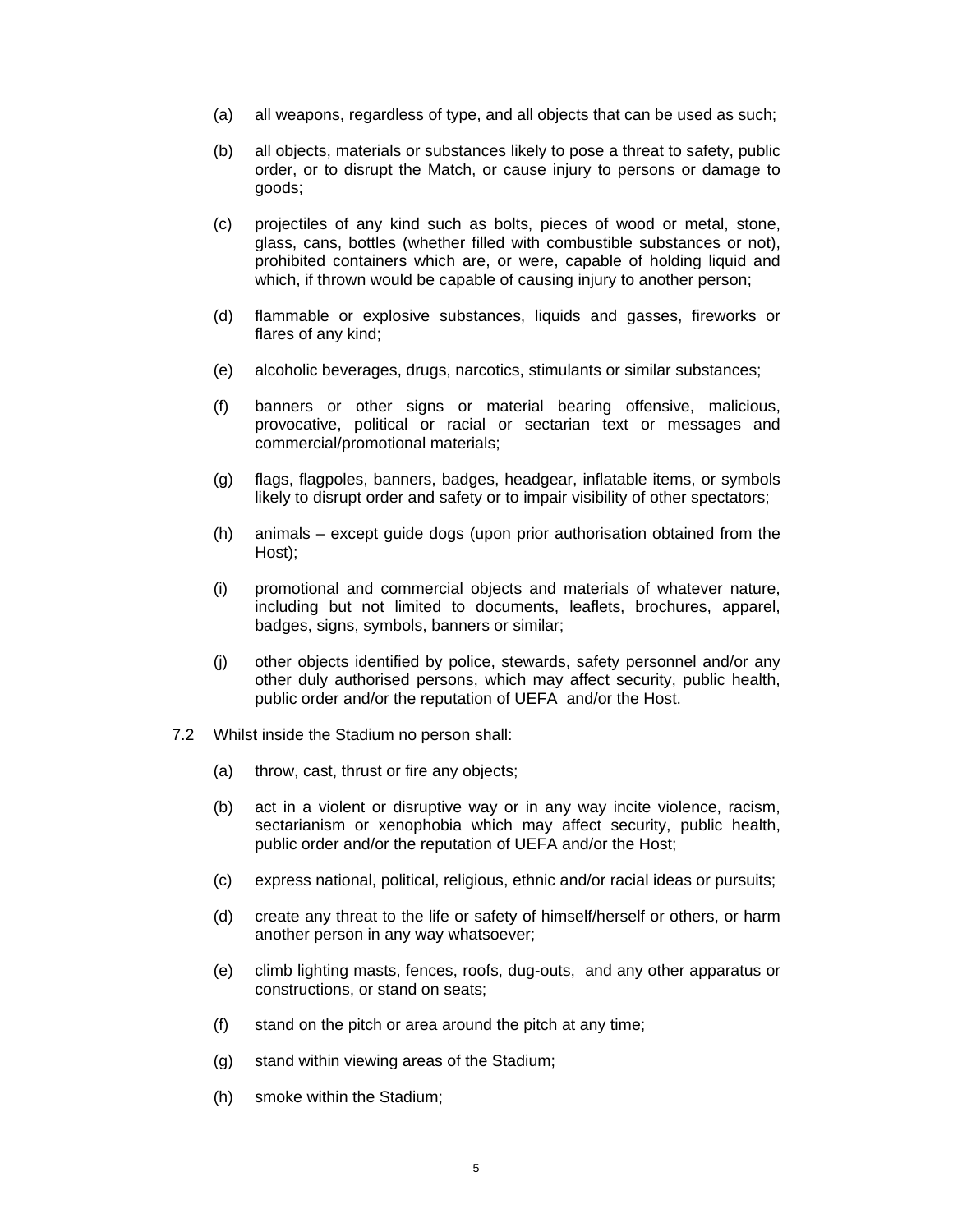(a) all weapons, regardless of type, and all objects that can be used as such;

(b) all objects, materials or substances likely to pose a threat to safety, public order, or to disrupt the Match, or cause injury to persons or damage to goods;

(c) projectiles of any kind such as bolts, pieces of wood or metal, stone, glass, cans, bottles (whether filled with combustible substances or not), prohibited containers which are, or were, capable of holding liquid and which, if thrown would be capable of causing injury to another person;

(d) flammable or explosive substances, liquids and gasses, fireworks or flares of any kind;

(e) alcoholic beverages, drugs, narcotics, stimulants or similar substances;

(f) banners or other signs or material bearing offensive, malicious, provocative, political or racial or sectarian text or messages and commercial/promotional materials;

(g) flags, flagpoles, banners, badges, headgear, inflatable items, or symbols likely to disrupt order and safety or to impair visibility of other spectators;

(h) animals – except guide dogs (upon prior authorisation obtained from the Host);

(i) promotional and commercial objects and materials of whatever nature, including but not limited to documents, leaflets, brochures, apparel, badges, signs, symbols, banners or similar;

(j) other objects identified by police, stewards, safety personnel and/or any other duly authorised persons, which may affect security, public health, public order and/or the reputation of UEFA and/or the Host.

7.2 Whilst inside the Stadium no person shall:

(a) throw, cast, thrust or fire any objects;

(b) act in a violent or disruptive way or in any way incite violence, racism, sectarianism or xenophobia which may affect security, public health, public order and/or the reputation of UEFA and/or the Host;

(c) express national, political, religious, ethnic and/or racial ideas or pursuits;

(d) create any threat to the life or safety of himself/herself or others, or harm another person in any way whatsoever;

(e) climb lighting masts, fences, roofs, dug-outs, and any other apparatus or constructions, or stand on seats;

(f) stand on the pitch or area around the pitch at any time;

(g) stand within viewing areas of the Stadium;

(h) smoke within the Stadium;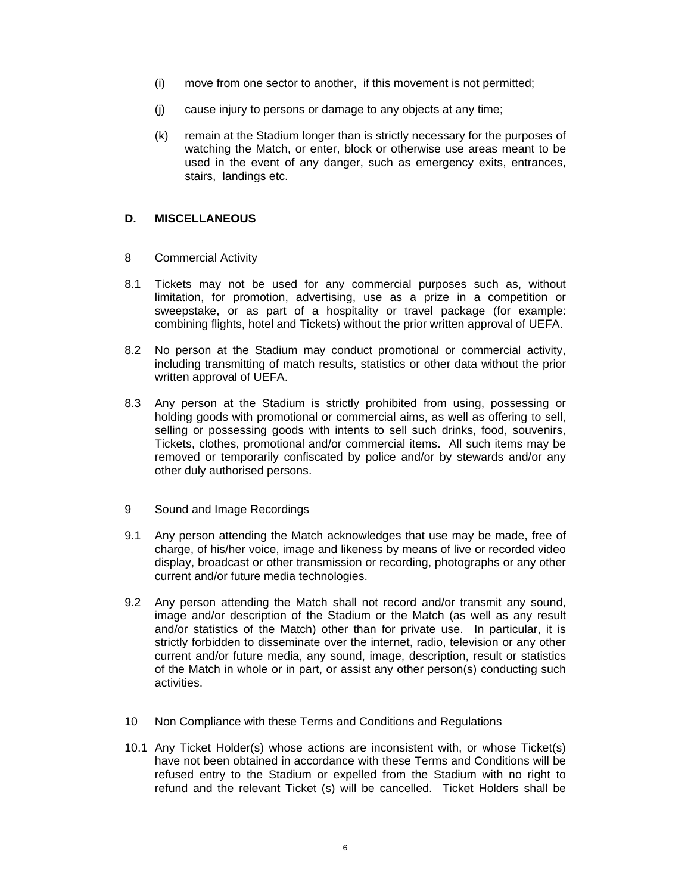(i) move from one sector to another, if this movement is not permitted;

(j) cause injury to persons or damage to any objects at any time;

(k) remain at the Stadium longer than is strictly necessary for the purposes of watching the Match, or enter, block or otherwise use areas meant to be used in the event of any danger, such as emergency exits, entrances, stairs, landings etc.

## D. MISCELLANEOUS

### 8 Commercial Activity

8.1 Tickets may not be used for any commercial purposes such as, without limitation, for promotion, advertising, use as a prize in a competition or sweepstake, or as part of a hospitality or travel package (for example: combining flights, hotel and Tickets) without the prior written approval of UEFA.

8.2 No person at the Stadium may conduct promotional or commercial activity, including transmitting of match results, statistics or other data without the prior written approval of UEFA.

8.3 Any person at the Stadium is strictly prohibited from using, possessing or holding goods with promotional or commercial aims, as well as offering to sell, selling or possessing goods with intents to sell such drinks, food, souvenirs, Tickets, clothes, promotional and/or commercial items. All such items may be removed or temporarily confiscated by police and/or by stewards and/or any other duly authorised persons.

### 9 Sound and Image Recordings

9.1 Any person attending the Match acknowledges that use may be made, free of charge, of his/her voice, image and likeness by means of live or recorded video display, broadcast or other transmission or recording, photographs or any other current and/or future media technologies.

9.2 Any person attending the Match shall not record and/or transmit any sound, image and/or description of the Stadium or the Match (as well as any result and/or statistics of the Match) other than for private use. In particular, it is strictly forbidden to disseminate over the internet, radio, television or any other current and/or future media, any sound, image, description, result or statistics of the Match in whole or in part, or assist any other person(s) conducting such activities.

### 10 Non Compliance with these Terms and Conditions and Regulations

10.1 Any Ticket Holder(s) whose actions are inconsistent with, or whose Ticket(s) have not been obtained in accordance with these Terms and Conditions will be refused entry to the Stadium or expelled from the Stadium with no right to refund and the relevant Ticket (s) will be cancelled. Ticket Holders shall be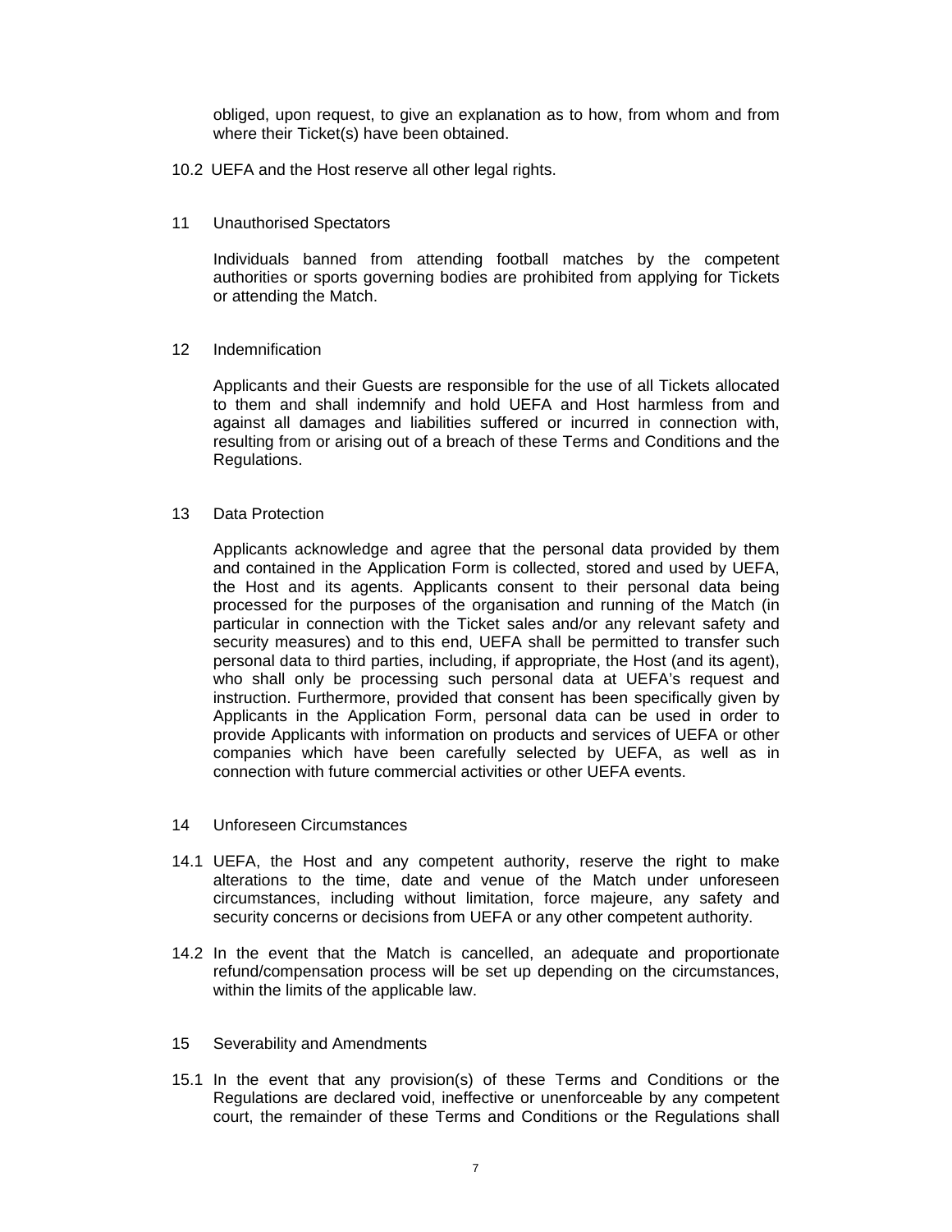obliged, upon request, to give an explanation as to how, from whom and from where their Ticket(s) have been obtained.

10.2 UEFA and the Host reserve all other legal rights.

## 11 Unauthorised Spectators

Individuals banned from attending football matches by the competent authorities or sports governing bodies are prohibited from applying for Tickets or attending the Match.

## 12 Indemnification

Applicants and their Guests are responsible for the use of all Tickets allocated to them and shall indemnify and hold UEFA and Host harmless from and against all damages and liabilities suffered or incurred in connection with, resulting from or arising out of a breach of these Terms and Conditions and the Regulations.

## 13 Data Protection

Applicants acknowledge and agree that the personal data provided by them and contained in the Application Form is collected, stored and used by UEFA, the Host and its agents. Applicants consent to their personal data being processed for the purposes of the organisation and running of the Match (in particular in connection with the Ticket sales and/or any relevant safety and security measures) and to this end, UEFA shall be permitted to transfer such personal data to third parties, including, if appropriate, the Host (and its agent), who shall only be processing such personal data at UEFA's request and instruction. Furthermore, provided that consent has been specifically given by Applicants in the Application Form, personal data can be used in order to provide Applicants with information on products and services of UEFA or other companies which have been carefully selected by UEFA, as well as in connection with future commercial activities or other UEFA events.

## 14 Unforeseen Circumstances

14.1 UEFA, the Host and any competent authority, reserve the right to make alterations to the time, date and venue of the Match under unforeseen circumstances, including without limitation, force majeure, any safety and security concerns or decisions from UEFA or any other competent authority.

14.2 In the event that the Match is cancelled, an adequate and proportionate refund/compensation process will be set up depending on the circumstances, within the limits of the applicable law.

## 15 Severability and Amendments

15.1 In the event that any provision(s) of these Terms and Conditions or the Regulations are declared void, ineffective or unenforceable by any competent court, the remainder of these Terms and Conditions or the Regulations shall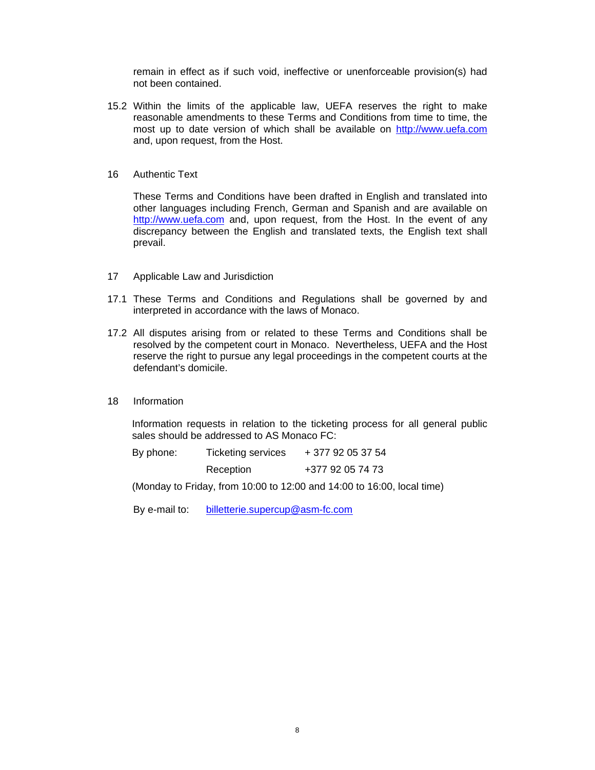remain in effect as if such void, ineffective or unenforceable provision(s) had not been contained.

15.2 Within the limits of the applicable law, UEFA reserves the right to make reasonable amendments to these Terms and Conditions from time to time, the most up to date version of which shall be available on http://www.uefa.com and, upon request, from the Host.

## 16 Authentic Text

These Terms and Conditions have been drafted in English and translated into other languages including French, German and Spanish and are available on http://www.uefa.com and, upon request, from the Host. In the event of any discrepancy between the English and translated texts, the English text shall prevail.

## 17 Applicable Law and Jurisdiction

17.1 These Terms and Conditions and Regulations shall be governed by and interpreted in accordance with the laws of Monaco.

17.2 All disputes arising from or related to these Terms and Conditions shall be resolved by the competent court in Monaco. Nevertheless, UEFA and the Host reserve the right to pursue any legal proceedings in the competent courts at the defendant's domicile.

## 18 Information

Information requests in relation to the ticketing process for all general public sales should be addressed to AS Monaco FC:

| | | |
|---|---|---|
| By phone: | Ticketing services | + 377 92 05 37 54 |
| | Reception | +377 92 05 74 73 |

(Monday to Friday, from 10:00 to 12:00 and 14:00 to 16:00, local time)

By e-mail to: billetterie.supercup@asm-fc.com